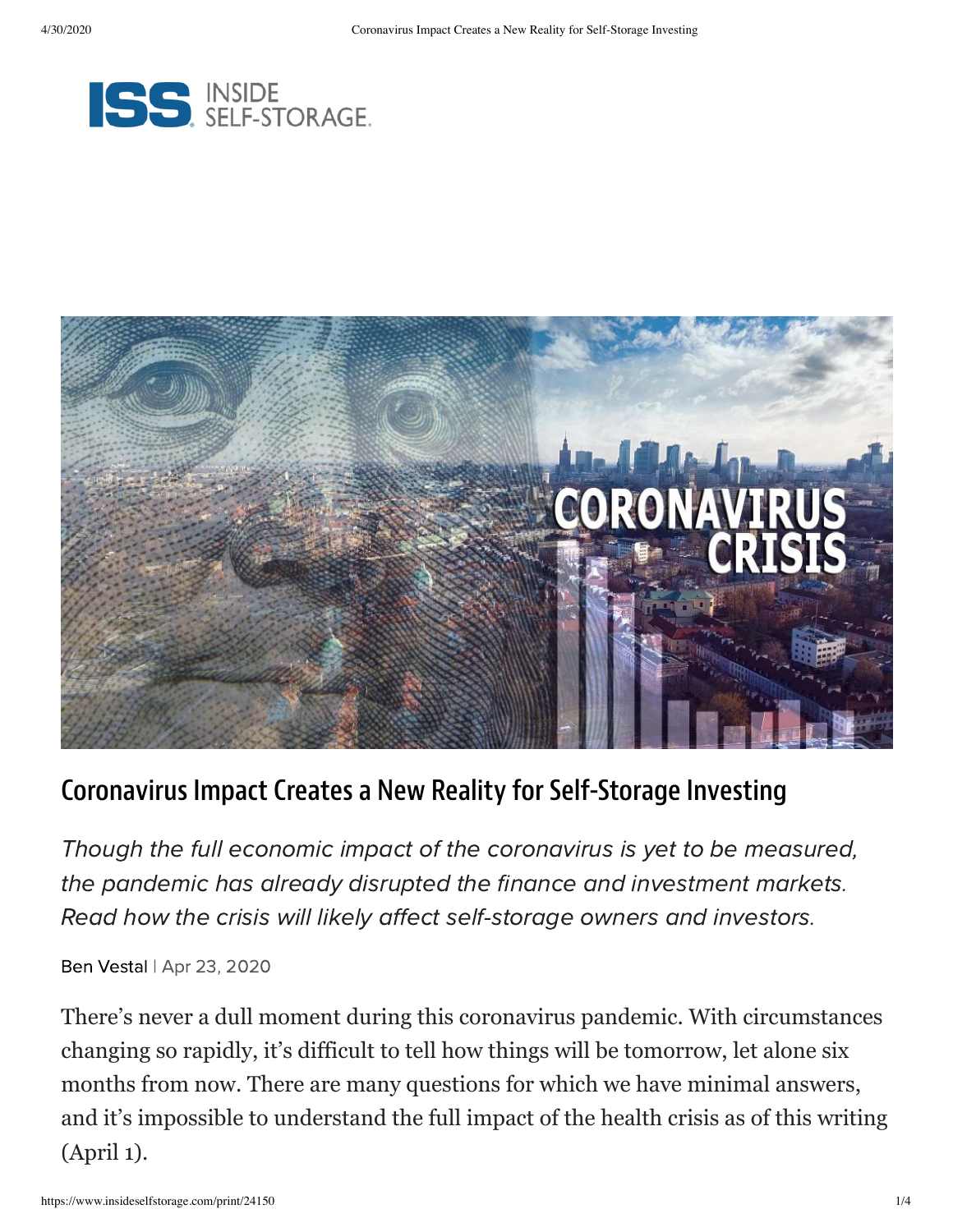# Coronavirus Impact Creates a New Reality for Self-Storage Investing

*Though the full economic impact of the coronavirus is yet to be measured, the pandemic has already disrupted the finance and investment markets. Read how the crisis will likely affect self-storage owners and investors.*

Ben Vestal | Apr 23, 2020

There's never a dull moment during this coronavirus pandemic. With circumstances changing so rapidly, it's difficult to tell how things will be tomorrow, let alone six months from now. There are many questions for which we have minimal answers, and it's impossible to understand the full impact of the health crisis as of this writing (April 1).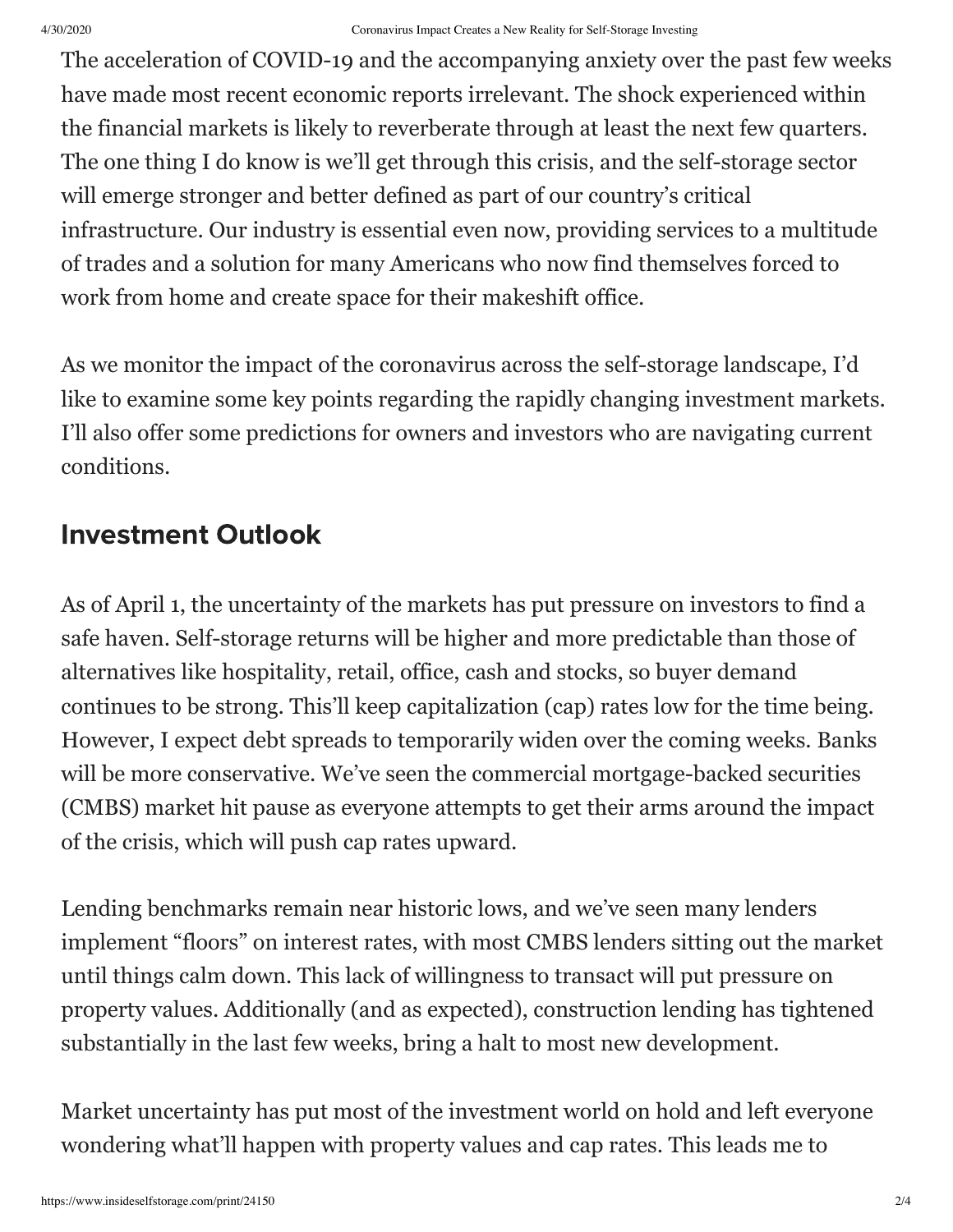The acceleration of COVID-19 and the accompanying anxiety over the past few weeks have made most recent economic reports irrelevant. The shock experienced within the financial markets is likely to reverberate through at least the next few quarters. The one thing I do know is we'll get through this crisis, and the self-storage sector will emerge stronger and better defined as part of our country's critical infrastructure. Our industry is essential even now, providing services to a multitude of trades and a solution for many Americans who now find themselves forced to work from home and create space for their makeshift office.

As we monitor the impact of the coronavirus across the self-storage landscape, I'd like to examine some key points regarding the rapidly changing investment markets. I'll also offer some predictions for owners and investors who are navigating current conditions.

## Investment Outlook

As of April 1, the uncertainty of the markets has put pressure on investors to find a safe haven. Self-storage returns will be higher and more predictable than those of alternatives like hospitality, retail, office, cash and stocks, so buyer demand continues to be strong. This'll keep capitalization (cap) rates low for the time being. However, I expect debt spreads to temporarily widen over the coming weeks. Banks will be more conservative. We've seen the commercial mortgage-backed securities (CMBS) market hit pause as everyone attempts to get their arms around the impact of the crisis, which will push cap rates upward.

Lending benchmarks remain near historic lows, and we've seen many lenders implement "floors" on interest rates, with most CMBS lenders sitting out the market until things calm down. This lack of willingness to transact will put pressure on property values. Additionally (and as expected), construction lending has tightened substantially in the last few weeks, bring a halt to most new development.

Market uncertainty has put most of the investment world on hold and left everyone wondering what'll happen with property values and cap rates. This leads me to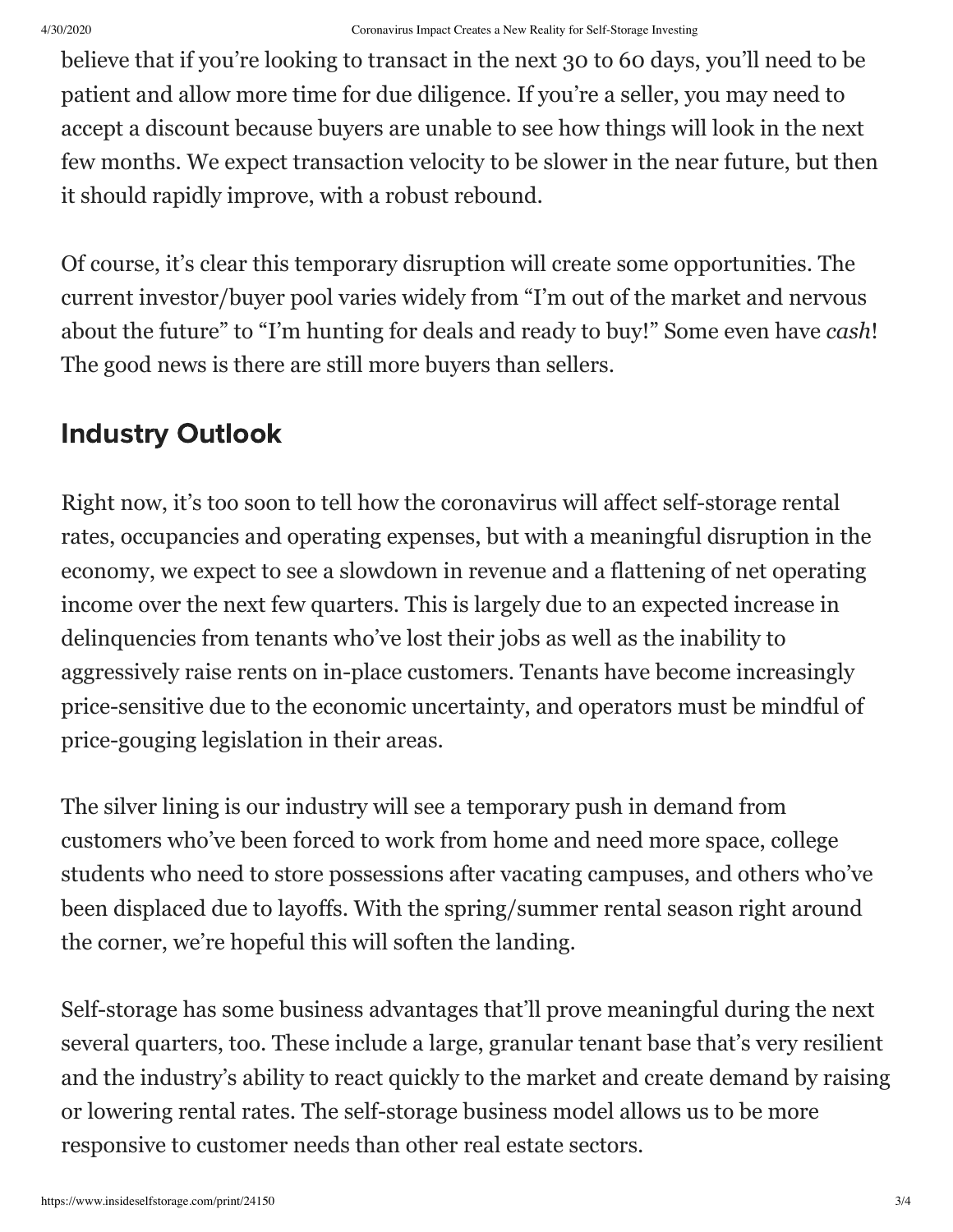believe that if you're looking to transact in the next 30 to 60 days, you'll need to be patient and allow more time for due diligence. If you're a seller, you may need to accept a discount because buyers are unable to see how things will look in the next few months. We expect transaction velocity to be slower in the near future, but then it should rapidly improve, with a robust rebound.

Of course, it's clear this temporary disruption will create some opportunities. The current investor/buyer pool varies widely from "I'm out of the market and nervous about the future" to "I'm hunting for deals and ready to buy!" Some even have *cash*! The good news is there are still more buyers than sellers.

## Industry Outlook

Right now, it's too soon to tell how the coronavirus will affect self-storage rental rates, occupancies and operating expenses, but with a meaningful disruption in the economy, we expect to see a slowdown in revenue and a flattening of net operating income over the next few quarters. This is largely due to an expected increase in delinquencies from tenants who've lost their jobs as well as the inability to aggressively raise rents on in-place customers. Tenants have become increasingly price-sensitive due to the economic uncertainty, and operators must be mindful of price-gouging legislation in their areas.

The silver lining is our industry will see a temporary push in demand from customers who've been forced to work from home and need more space, college students who need to store possessions after vacating campuses, and others who've been displaced due to layoffs. With the spring/summer rental season right around the corner, we're hopeful this will soften the landing.

Self-storage has some business advantages that'll prove meaningful during the next several quarters, too. These include a large, granular tenant base that's very resilient and the industry's ability to react quickly to the market and create demand by raising or lowering rental rates. The self-storage business model allows us to be more responsive to customer needs than other real estate sectors.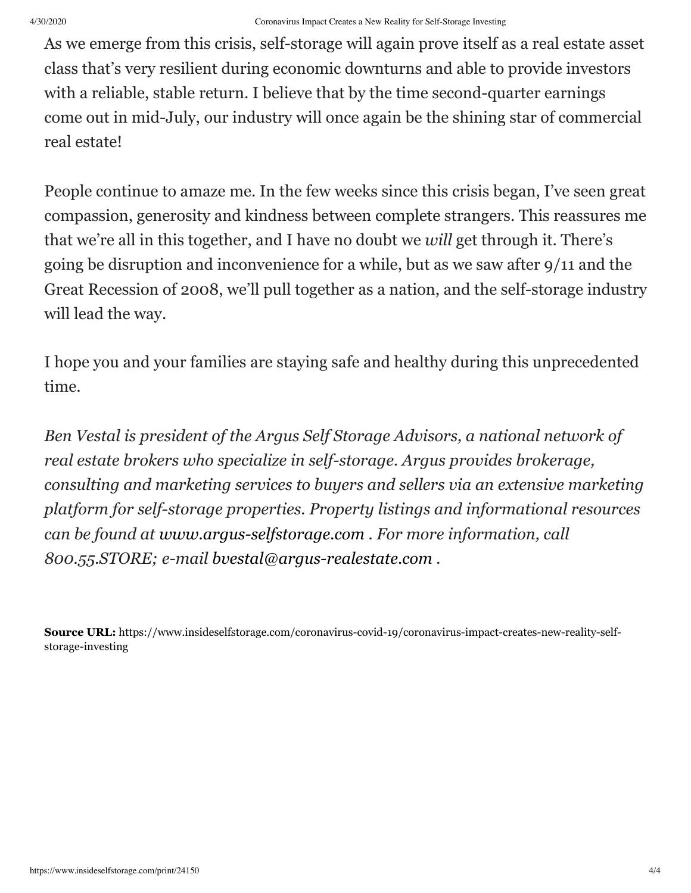As we emerge from this crisis, self-storage will again prove itself as a real estate asset class that's very resilient during economic downturns and able to provide investors with a reliable, stable return. I believe that by the time second-quarter earnings come out in mid-July, our industry will once again be the shining star of commercial real estate!

People continue to amaze me. In the few weeks since this crisis began, I've seen great compassion, generosity and kindness between complete strangers. This reassures me that we're all in this together, and I have no doubt we *will* get through it. There's going be disruption and inconvenience for a while, but as we saw after 9/11 and the Great Recession of 2008, we'll pull together as a nation, and the self-storage industry will lead the way.

I hope you and your families are staying safe and healthy during this unprecedented time.

*Ben Vestal is president of the Argus Self Storage Advisors, a national network of real estate brokers who specialize in self-storage. Argus provides brokerage, consulting and marketing services to buyers and sellers via an extensive marketing platform for self-storage properties. Property listings and informational resources can be found at www.argus-selfstorage.com . For more information, call 800.55.STORE; e-mail bvestal@argus-realestate.com .*

**Source URL:** https://www.insideselfstorage.com/coronavirus-covid-19/coronavirus-impact-creates-new-reality-self-storage-investing